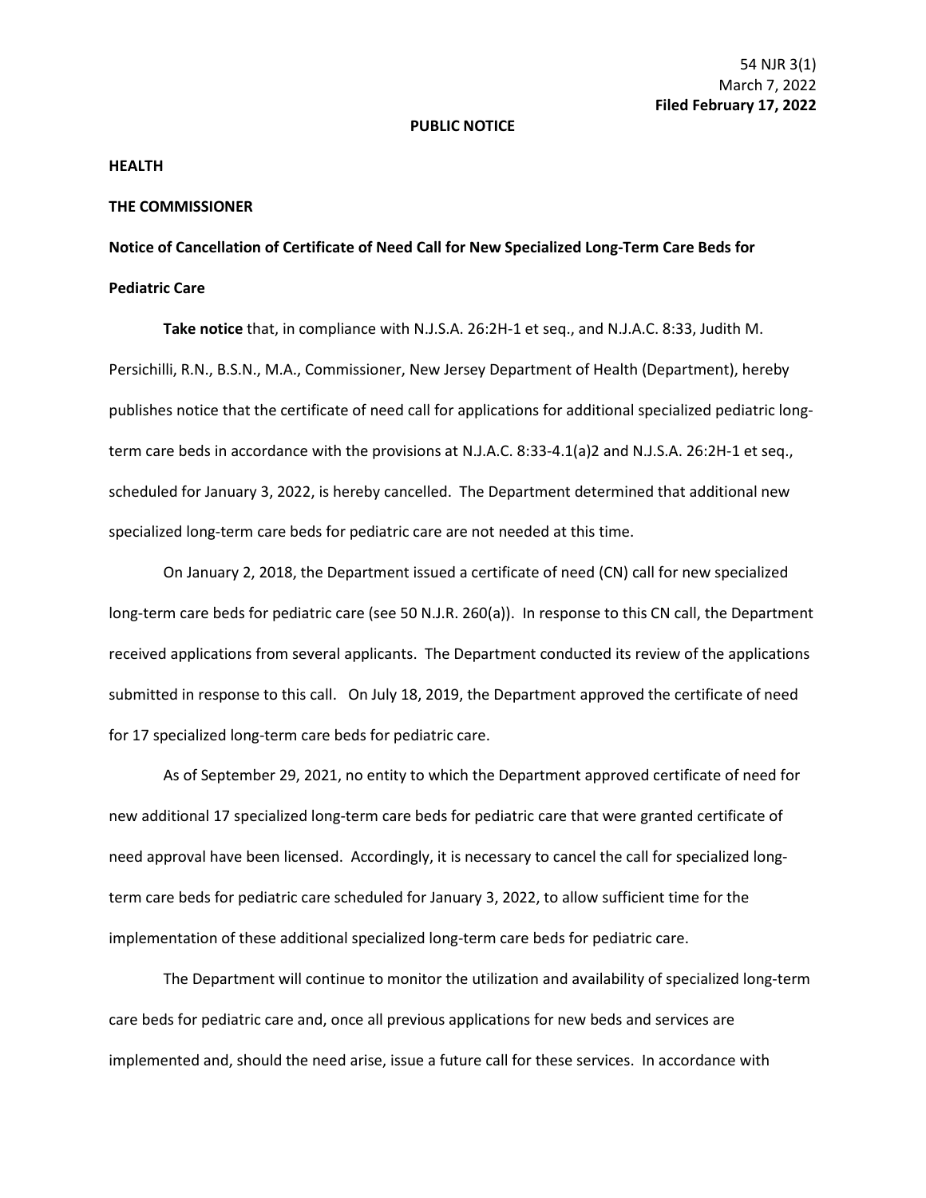54 NJR 3(1)
March 7, 2022
**Filed February 17, 2022**

**PUBLIC NOTICE**

**HEALTH**

**THE COMMISSIONER**

**Notice of Cancellation of Certificate of Need Call for New Specialized Long-Term Care Beds for Pediatric Care**

**Take notice** that, in compliance with N.J.S.A. 26:2H-1 et seq., and N.J.A.C. 8:33, Judith M. Persichilli, R.N., B.S.N., M.A., Commissioner, New Jersey Department of Health (Department), hereby publishes notice that the certificate of need call for applications for additional specialized pediatric long-term care beds in accordance with the provisions at N.J.A.C. 8:33-4.1(a)2 and N.J.S.A. 26:2H-1 et seq., scheduled for January 3, 2022, is hereby cancelled. The Department determined that additional new specialized long-term care beds for pediatric care are not needed at this time.

On January 2, 2018, the Department issued a certificate of need (CN) call for new specialized long-term care beds for pediatric care (see 50 N.J.R. 260(a)). In response to this CN call, the Department received applications from several applicants. The Department conducted its review of the applications submitted in response to this call. On July 18, 2019, the Department approved the certificate of need for 17 specialized long-term care beds for pediatric care.

As of September 29, 2021, no entity to which the Department approved certificate of need for new additional 17 specialized long-term care beds for pediatric care that were granted certificate of need approval have been licensed. Accordingly, it is necessary to cancel the call for specialized long-term care beds for pediatric care scheduled for January 3, 2022, to allow sufficient time for the implementation of these additional specialized long-term care beds for pediatric care.

The Department will continue to monitor the utilization and availability of specialized long-term care beds for pediatric care and, once all previous applications for new beds and services are implemented and, should the need arise, issue a future call for these services. In accordance with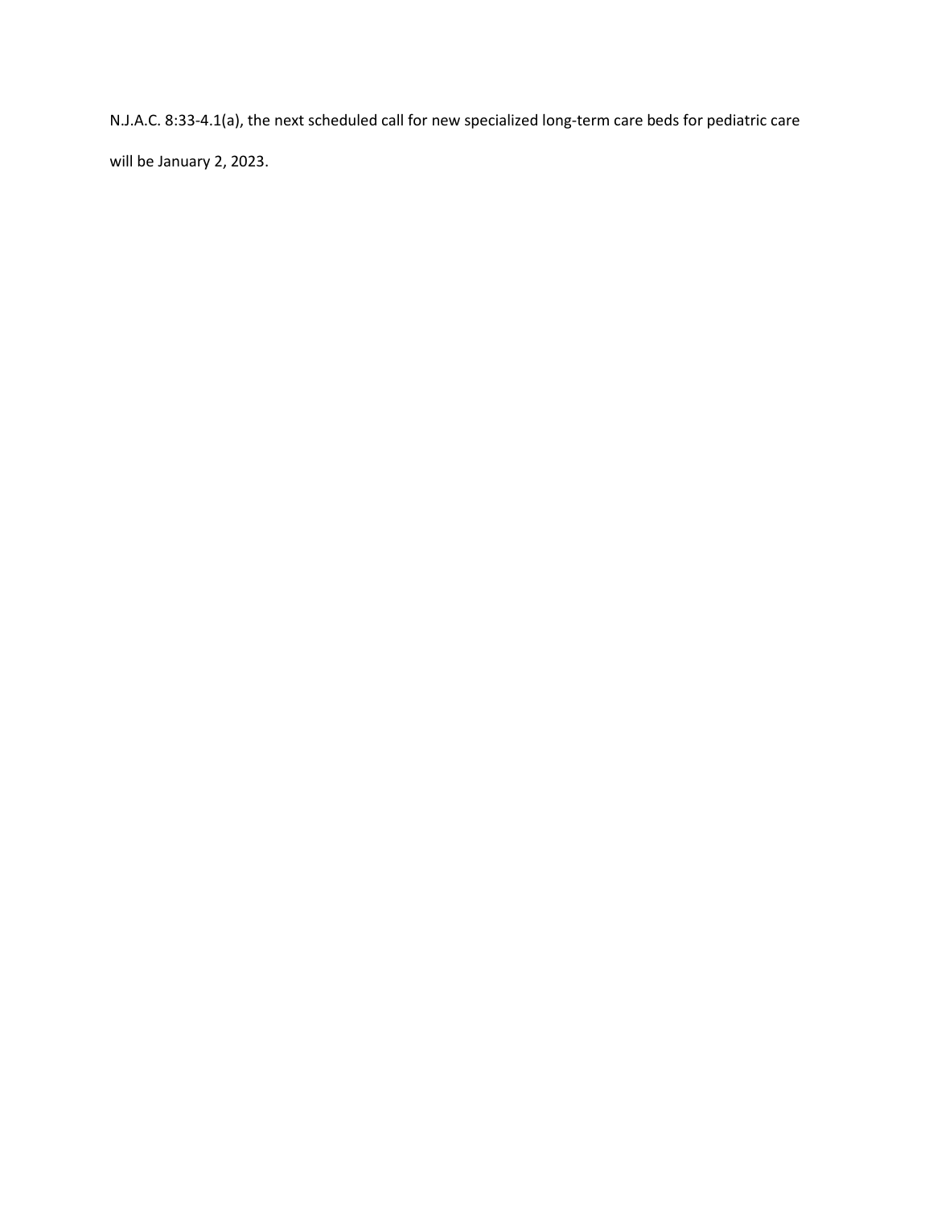N.J.A.C. 8:33-4.1(a), the next scheduled call for new specialized long-term care beds for pediatric care will be January 2, 2023.